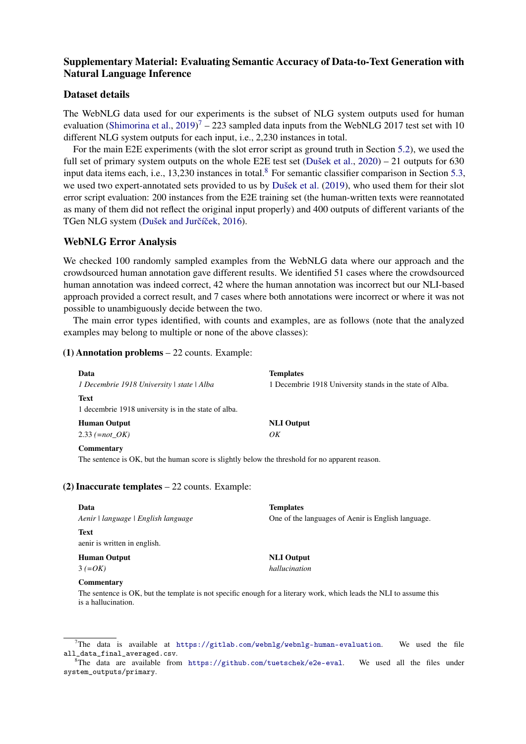## Supplementary Material: Evaluating Semantic Accuracy of Data-to-Text Generation with Natural Language Inference

### Dataset details

The WebNLG data used for our experiments is the subset of NLG system outputs used for human evaluation (Shimorina et al., 2019)[7] – 223 sampled data inputs from the WebNLG 2017 test set with 10 different NLG system outputs for each input, i.e., 2,230 instances in total.

For the main E2E experiments (with the slot error script as ground truth in Section 5.2), we used the full set of primary system outputs on the whole E2E test set (Dušek et al., 2020) – 21 outputs for 630 input data items each, i.e., 13,230 instances in total.[8] For semantic classifier comparison in Section 5.3, we used two expert-annotated sets provided to us by Dušek et al. (2019), who used them for their slot error script evaluation: 200 instances from the E2E training set (the human-written texts were reannotated as many of them did not reflect the original input properly) and 400 outputs of different variants of the TGen NLG system (Dušek and Jurčíček, 2016).

### WebNLG Error Analysis

We checked 100 randomly sampled examples from the WebNLG data where our approach and the crowdsourced human annotation gave different results. We identified 51 cases where the crowdsourced human annotation was indeed correct, 42 where the human annotation was incorrect but our NLI-based approach provided a correct result, and 7 cases where both annotations were incorrect or where it was not possible to unambiguously decide between the two.

The main error types identified, with counts and examples, are as follows (note that the analyzed examples may belong to multiple or none of the above classes):

**(1) Annotation problems** – 22 counts. Example:

**Data**
*1 Decembrie 1918 University | state | Alba*

**Templates**
1 Decembrie 1918 University stands in the state of Alba.

**Text**
1 decembrie 1918 university is in the state of alba.

**Human Output**
2.33 *(=not_OK)*

**NLI Output**
*OK*

**Commentary**
The sentence is OK, but the human score is slightly below the threshold for no apparent reason.

**(2) Inaccurate templates** – 22 counts. Example:

**Data**
*Aenir | language | English language*

**Templates**
One of the languages of Aenir is English language.

**Text**
aenir is written in english.

**Human Output**
3 *(=OK)*

**NLI Output**
*hallucination*

**Commentary**
The sentence is OK, but the template is not specific enough for a literary work, which leads the NLI to assume this is a hallucination.

---

[7] The data is available at https://gitlab.com/webnlg/webnlg-human-evaluation. We used the file `all_data_final_averaged.csv`.

[8] The data are available from https://github.com/tuetschek/e2e-eval. We used all the files under `system_outputs/primary`.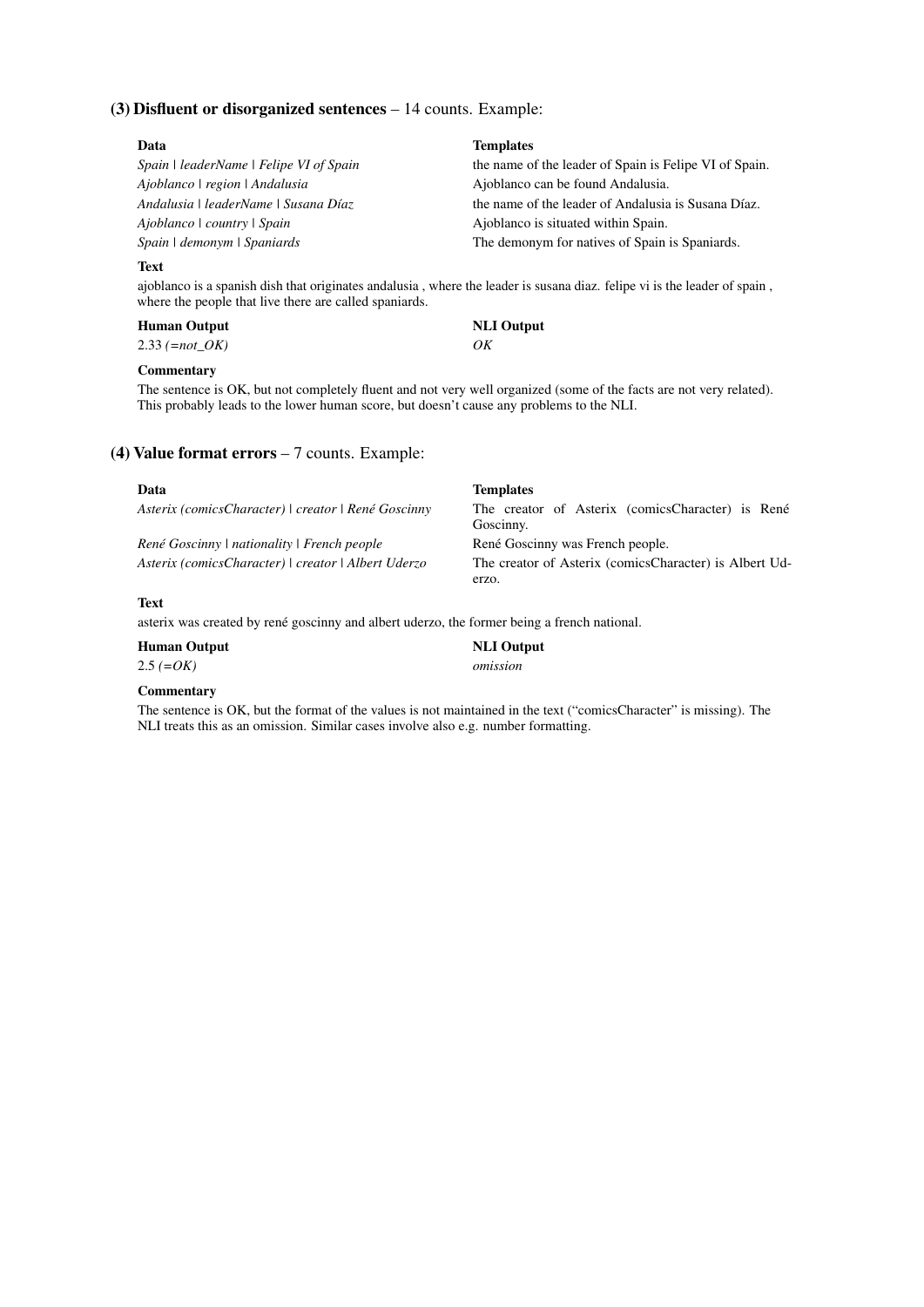### (3) Disfluent or disorganized sentences – 14 counts. Example:

| Data | Templates |
|---|---|
| *Spain \| leaderName \| Felipe VI of Spain* | the name of the leader of Spain is Felipe VI of Spain. |
| *Ajoblanco \| region \| Andalusia* | Ajoblanco can be found Andalusia. |
| *Andalusia \| leaderName \| Susana Díaz* | the name of the leader of Andalusia is Susana Díaz. |
| *Ajoblanco \| country \| Spain* | Ajoblanco is situated within Spain. |
| *Spain \| demonym \| Spaniards* | The demonym for natives of Spain is Spaniards. |

**Text**

ajoblanco is a spanish dish that originates andalusia , where the leader is susana diaz. felipe vi is the leader of spain , where the people that live there are called spaniards.

| Human Output | NLI Output |
|---|---|
| 2.33 *(=not_OK)* | *OK* |

**Commentary**

The sentence is OK, but not completely fluent and not very well organized (some of the facts are not very related). This probably leads to the lower human score, but doesn't cause any problems to the NLI.

### (4) Value format errors – 7 counts. Example:

| Data | Templates |
|---|---|
| *Asterix (comicsCharacter) \| creator \| René Goscinny* | The creator of Asterix (comicsCharacter) is René Goscinny. |
| *René Goscinny \| nationality \| French people* | René Goscinny was French people. |
| *Asterix (comicsCharacter) \| creator \| Albert Uderzo* | The creator of Asterix (comicsCharacter) is Albert Uderzo. |

**Text**

asterix was created by rené goscinny and albert uderzo, the former being a french national.

| Human Output | NLI Output |
|---|---|
| 2.5 *(=OK)* | *omission* |

**Commentary**

The sentence is OK, but the format of the values is not maintained in the text ("comicsCharacter" is missing). The NLI treats this as an omission. Similar cases involve also e.g. number formatting.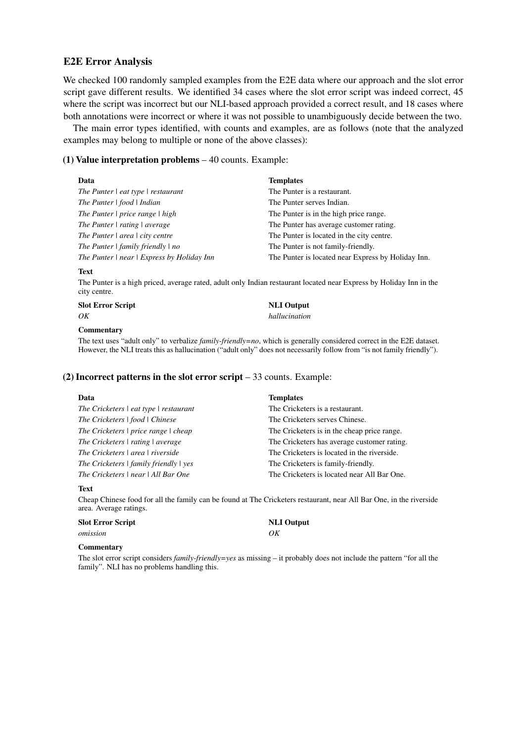### E2E Error Analysis

We checked 100 randomly sampled examples from the E2E data where our approach and the slot error script gave different results. We identified 34 cases where the slot error script was indeed correct, 45 where the script was incorrect but our NLI-based approach provided a correct result, and 18 cases where both annotations were incorrect or where it was not possible to unambiguously decide between the two.

The main error types identified, with counts and examples, are as follows (note that the analyzed examples may belong to multiple or none of the above classes):

**(1) Value interpretation problems** – 40 counts. Example:

| Data | Templates |
|---|---|
| *The Punter \| eat type \| restaurant* | The Punter is a restaurant. |
| *The Punter \| food \| Indian* | The Punter serves Indian. |
| *The Punter \| price range \| high* | The Punter is in the high price range. |
| *The Punter \| rating \| average* | The Punter has average customer rating. |
| *The Punter \| area \| city centre* | The Punter is located in the city centre. |
| *The Punter \| family friendly \| no* | The Punter is not family-friendly. |
| *The Punter \| near \| Express by Holiday Inn* | The Punter is located near Express by Holiday Inn. |

**Text**

The Punter is a high priced, average rated, adult only Indian restaurant located near Express by Holiday Inn in the city centre.

| Slot Error Script | NLI Output |
|---|---|
| *OK* | *hallucination* |

**Commentary**

The text uses “adult only” to verbalize *family-friendly=no*, which is generally considered correct in the E2E dataset. However, the NLI treats this as hallucination (“adult only” does not necessarily follow from “is not family friendly”).

**(2) Incorrect patterns in the slot error script** – 33 counts. Example:

| Data | Templates |
|---|---|
| *The Cricketers \| eat type \| restaurant* | The Cricketers is a restaurant. |
| *The Cricketers \| food \| Chinese* | The Cricketers serves Chinese. |
| *The Cricketers \| price range \| cheap* | The Cricketers is in the cheap price range. |
| *The Cricketers \| rating \| average* | The Cricketers has average customer rating. |
| *The Cricketers \| area \| riverside* | The Cricketers is located in the riverside. |
| *The Cricketers \| family friendly \| yes* | The Cricketers is family-friendly. |
| *The Cricketers \| near \| All Bar One* | The Cricketers is located near All Bar One. |

**Text**

Cheap Chinese food for all the family can be found at The Cricketers restaurant, near All Bar One, in the riverside area. Average ratings.

| Slot Error Script | NLI Output |
|---|---|
| *omission* | *OK* |

**Commentary**

The slot error script considers *family-friendly=yes* as missing – it probably does not include the pattern “for all the family”. NLI has no problems handling this.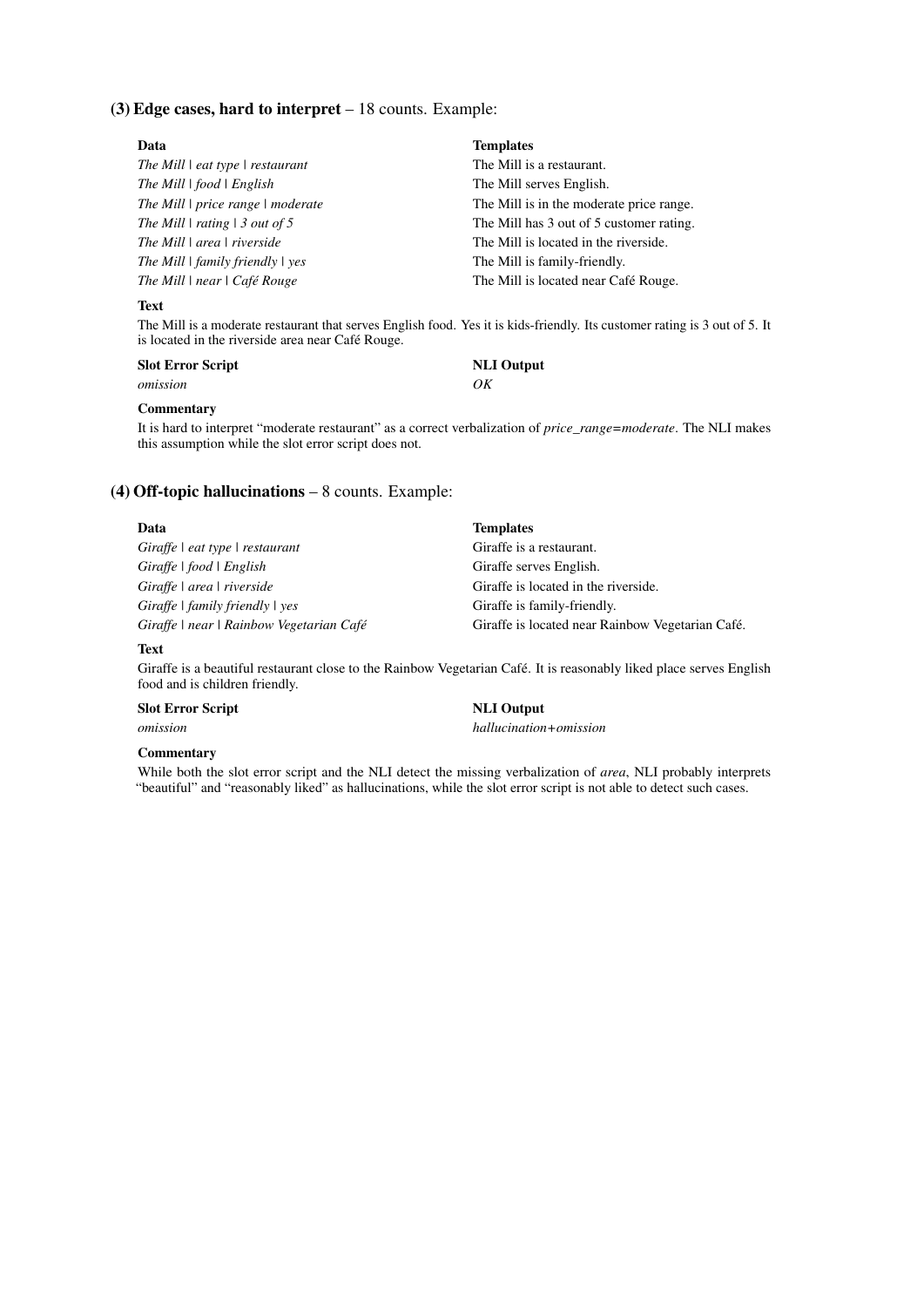**(3) Edge cases, hard to interpret** – 18 counts. Example:

| **Data** | **Templates** |
|---|---|
| *The Mill \| eat type \| restaurant* | The Mill is a restaurant. |
| *The Mill \| food \| English* | The Mill serves English. |
| *The Mill \| price range \| moderate* | The Mill is in the moderate price range. |
| *The Mill \| rating \| 3 out of 5* | The Mill has 3 out of 5 customer rating. |
| *The Mill \| area \| riverside* | The Mill is located in the riverside. |
| *The Mill \| family friendly \| yes* | The Mill is family-friendly. |
| *The Mill \| near \| Café Rouge* | The Mill is located near Café Rouge. |

**Text**

The Mill is a moderate restaurant that serves English food. Yes it is kids-friendly. Its customer rating is 3 out of 5. It is located in the riverside area near Café Rouge.

| **Slot Error Script** | **NLI Output** |
|---|---|
| *omission* | *OK* |

**Commentary**

It is hard to interpret "moderate restaurant" as a correct verbalization of *price_range=moderate*. The NLI makes this assumption while the slot error script does not.

**(4) Off-topic hallucinations** – 8 counts. Example:

| **Data** | **Templates** |
|---|---|
| *Giraffe \| eat type \| restaurant* | Giraffe is a restaurant. |
| *Giraffe \| food \| English* | Giraffe serves English. |
| *Giraffe \| area \| riverside* | Giraffe is located in the riverside. |
| *Giraffe \| family friendly \| yes* | Giraffe is family-friendly. |
| *Giraffe \| near \| Rainbow Vegetarian Café* | Giraffe is located near Rainbow Vegetarian Café. |

**Text**

Giraffe is a beautiful restaurant close to the Rainbow Vegetarian Café. It is reasonably liked place serves English food and is children friendly.

| **Slot Error Script** | **NLI Output** |
|---|---|
| *omission* | *hallucination+omission* |

**Commentary**

While both the slot error script and the NLI detect the missing verbalization of *area*, NLI probably interprets "beautiful" and "reasonably liked" as hallucinations, while the slot error script is not able to detect such cases.